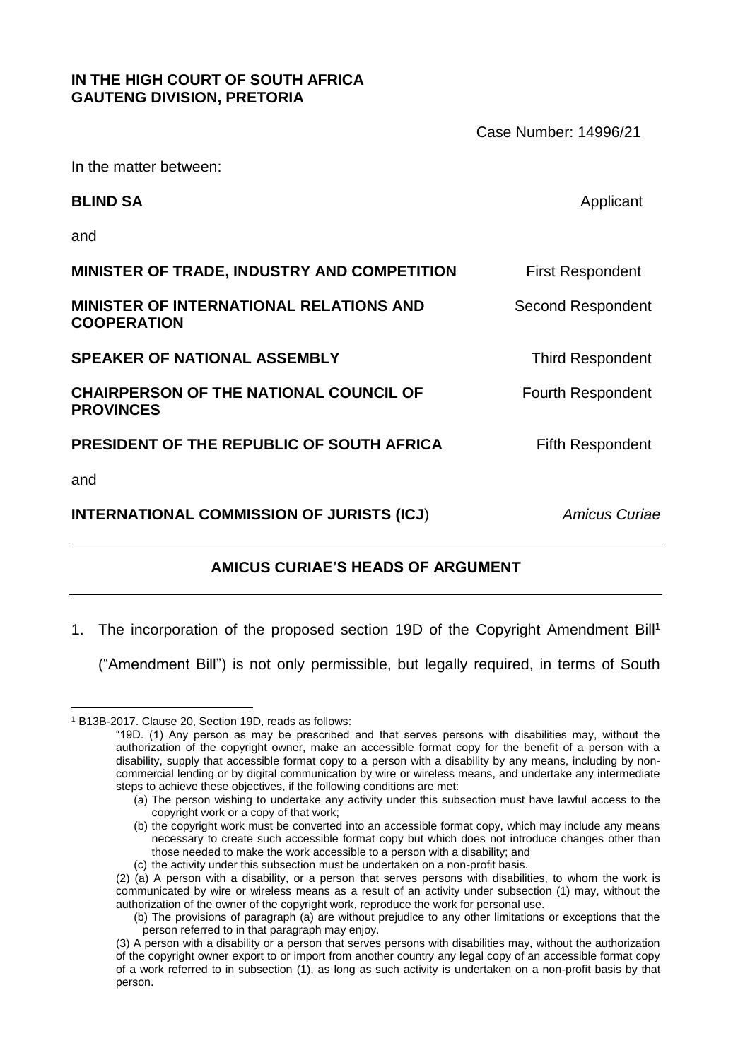**IN THE HIGH COURT OF SOUTH AFRICA**
**GAUTENG DIVISION, PRETORIA**

Case Number: 14996/21

In the matter between:

| | |
|---|---|
| **BLIND SA** | Applicant |
| and | |
| **MINISTER OF TRADE, INDUSTRY AND COMPETITION** | First Respondent |
| **MINISTER OF INTERNATIONAL RELATIONS AND COOPERATION** | Second Respondent |
| **SPEAKER OF NATIONAL ASSEMBLY** | Third Respondent |
| **CHAIRPERSON OF THE NATIONAL COUNCIL OF PROVINCES** | Fourth Respondent |
| **PRESIDENT OF THE REPUBLIC OF SOUTH AFRICA** | Fifth Respondent |
| and | |
| **INTERNATIONAL COMMISSION OF JURISTS (ICJ**) | *Amicus Curiae* |

---

## AMICUS CURIAE'S HEADS OF ARGUMENT

---

1. The incorporation of the proposed section 19D of the Copyright Amendment Bill[1] ("Amendment Bill") is not only permissible, but legally required, in terms of South

---

[1] B13B-2017. Clause 20, Section 19D, reads as follows:

"19D. (1) Any person as may be prescribed and that serves persons with disabilities may, without the authorization of the copyright owner, make an accessible format copy for the benefit of a person with a disability, supply that accessible format copy to a person with a disability by any means, including by non-commercial lending or by digital communication by wire or wireless means, and undertake any intermediate steps to achieve these objectives, if the following conditions are met:

(a) The person wishing to undertake any activity under this subsection must have lawful access to the copyright work or a copy of that work;

(b) the copyright work must be converted into an accessible format copy, which may include any means necessary to create such accessible format copy but which does not introduce changes other than those needed to make the work accessible to a person with a disability; and

(c) the activity under this subsection must be undertaken on a non-profit basis.

(2) (a) A person with a disability, or a person that serves persons with disabilities, to whom the work is communicated by wire or wireless means as a result of an activity under subsection (1) may, without the authorization of the owner of the copyright work, reproduce the work for personal use.

(b) The provisions of paragraph (a) are without prejudice to any other limitations or exceptions that the person referred to in that paragraph may enjoy.

(3) A person with a disability or a person that serves persons with disabilities may, without the authorization of the copyright owner export to or import from another country any legal copy of an accessible format copy of a work referred to in subsection (1), as long as such activity is undertaken on a non-profit basis by that person.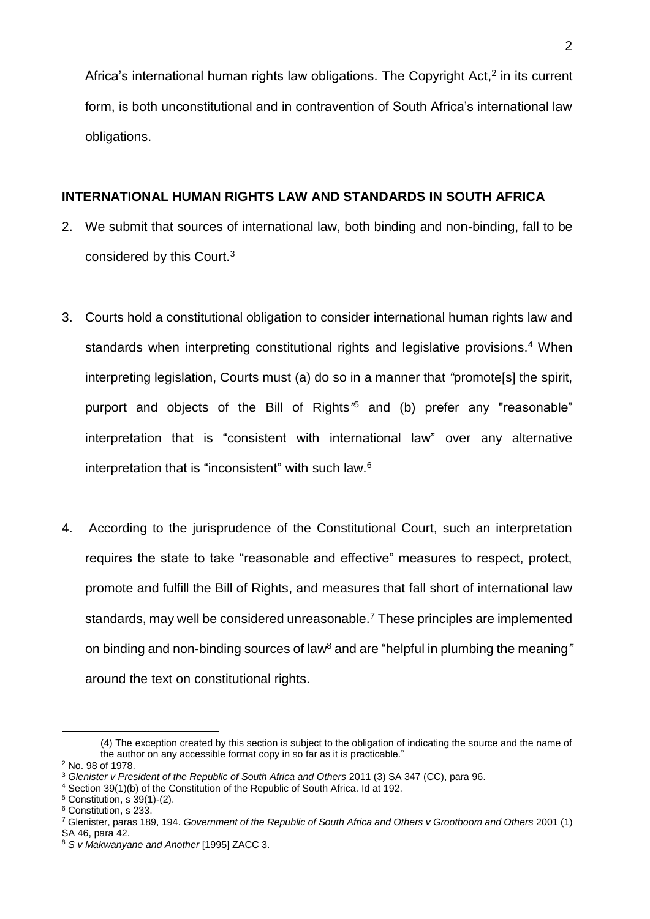Africa's international human rights law obligations. The Copyright Act,[2] in its current form, is both unconstitutional and in contravention of South Africa's international law obligations.

## INTERNATIONAL HUMAN RIGHTS LAW AND STANDARDS IN SOUTH AFRICA

2. We submit that sources of international law, both binding and non-binding, fall to be considered by this Court.[3]

3. Courts hold a constitutional obligation to consider international human rights law and standards when interpreting constitutional rights and legislative provisions.[4] When interpreting legislation, Courts must (a) do so in a manner that *"*promote[s] the spirit, purport and objects of the Bill of Rights*"*[5] and (b) prefer any "reasonable" interpretation that is "consistent with international law" over any alternative interpretation that is "inconsistent" with such law.[6]

4. According to the jurisprudence of the Constitutional Court, such an interpretation requires the state to take "reasonable and effective" measures to respect, protect, promote and fulfill the Bill of Rights, and measures that fall short of international law standards, may well be considered unreasonable.[7] These principles are implemented on binding and non-binding sources of law[8] and are "helpful in plumbing the meaning*"* around the text on constitutional rights.

---

(4) The exception created by this section is subject to the obligation of indicating the source and the name of the author on any accessible format copy in so far as it is practicable."

[2] No. 98 of 1978.

[3] *Glenister v President of the Republic of South Africa and Others* 2011 (3) SA 347 (CC), para 96.

[4] Section 39(1)(b) of the Constitution of the Republic of South Africa. Id at 192.

[5] Constitution, s 39(1)-(2).

[6] Constitution, s 233.

[7] Glenister, paras 189, 194. *Government of the Republic of South Africa and Others v Grootboom and Others* 2001 (1) SA 46, para 42.

[8] *S v Makwanyane and Another* [1995] ZACC 3.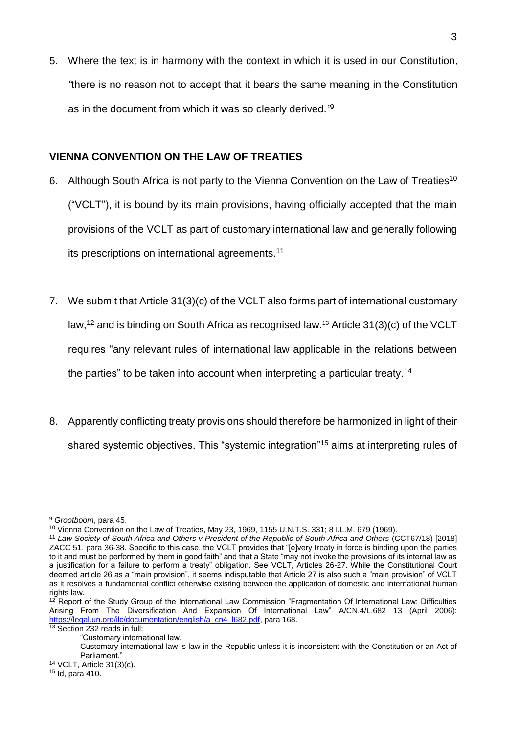5. Where the text is in harmony with the context in which it is used in our Constitution, *"*there is no reason not to accept that it bears the same meaning in the Constitution as in the document from which it was so clearly derived*."*[9]

## VIENNA CONVENTION ON THE LAW OF TREATIES

6. Although South Africa is not party to the Vienna Convention on the Law of Treaties[10] ("VCLT"), it is bound by its main provisions, having officially accepted that the main provisions of the VCLT as part of customary international law and generally following its prescriptions on international agreements.[11]

7. We submit that Article 31(3)(c) of the VCLT also forms part of international customary law,[12] and is binding on South Africa as recognised law.[13] Article 31(3)(c) of the VCLT requires "any relevant rules of international law applicable in the relations between the parties" to be taken into account when interpreting a particular treaty.[14]

8. Apparently conflicting treaty provisions should therefore be harmonized in light of their shared systemic objectives. This "systemic integration"[15] aims at interpreting rules of

---

[9] *Grootboom*, para 45.

[10] Vienna Convention on the Law of Treaties, May 23, 1969, 1155 U.N.T.S. 331; 8 I.L.M. 679 (1969).

[11] *Law Society of South Africa and Others v President of the Republic of South Africa and Others* (CCT67/18) [2018] ZACC 51, para 36-38. Specific to this case, the VCLT provides that "[e]very treaty in force is binding upon the parties to it and must be performed by them in good faith" and that a State "may not invoke the provisions of its internal law as a justification for a failure to perform a treaty" obligation. See VCLT, Articles 26-27. While the Constitutional Court deemed article 26 as a "main provision", it seems indisputable that Article 27 is also such a "main provision" of VCLT as it resolves a fundamental conflict otherwise existing between the application of domestic and international human rights law.

[12] Report of the Study Group of the International Law Commission "Fragmentation Of International Law: Difficulties Arising From The Diversification And Expansion Of International Law" A/CN.4/L.682 13 (April 2006): https://legal.un.org/ilc/documentation/english/a_cn4_l682.pdf, para 168.

[13] Section 232 reads in full:

> "Customary international law.
> Customary international law is law in the Republic unless it is inconsistent with the Constitution or an Act of Parliament."

[14] VCLT, Article 31(3)(c).

[15] Id, para 410.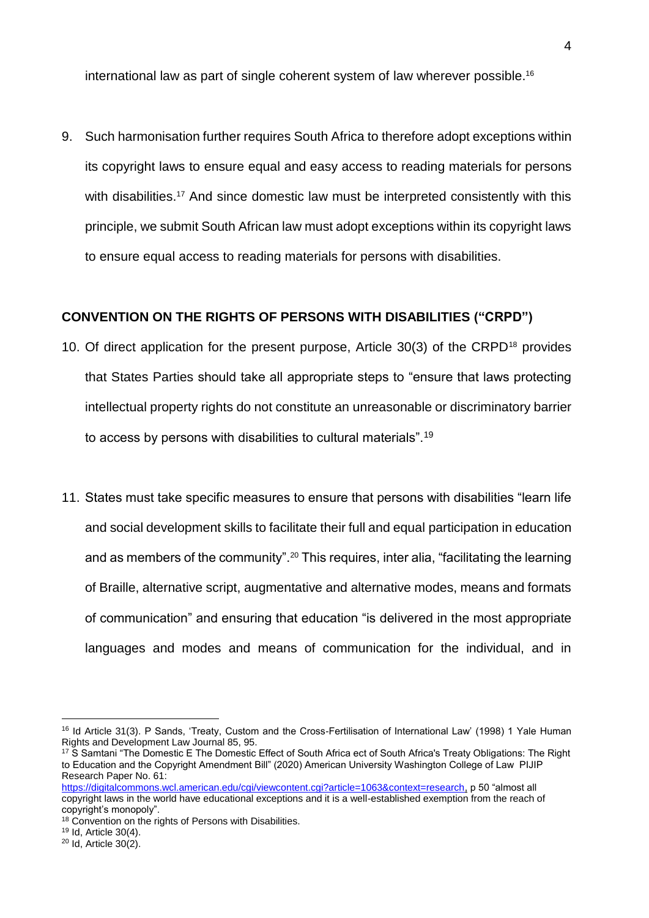international law as part of single coherent system of law wherever possible.[16]

9. Such harmonisation further requires South Africa to therefore adopt exceptions within its copyright laws to ensure equal and easy access to reading materials for persons with disabilities.[17] And since domestic law must be interpreted consistently with this principle, we submit South African law must adopt exceptions within its copyright laws to ensure equal access to reading materials for persons with disabilities.

**CONVENTION ON THE RIGHTS OF PERSONS WITH DISABILITIES ("CRPD")**

10. Of direct application for the present purpose, Article 30(3) of the CRPD[18] provides that States Parties should take all appropriate steps to "ensure that laws protecting intellectual property rights do not constitute an unreasonable or discriminatory barrier to access by persons with disabilities to cultural materials".[19]

11. States must take specific measures to ensure that persons with disabilities "learn life and social development skills to facilitate their full and equal participation in education and as members of the community".[20] This requires, inter alia, "facilitating the learning of Braille, alternative script, augmentative and alternative modes, means and formats of communication" and ensuring that education "is delivered in the most appropriate languages and modes and means of communication for the individual, and in

---

[16] Id Article 31(3). P Sands, 'Treaty, Custom and the Cross-Fertilisation of International Law' (1998) 1 Yale Human Rights and Development Law Journal 85, 95.

[17] S Samtani "The Domestic E The Domestic Effect of South Africa ect of South Africa's Treaty Obligations: The Right to Education and the Copyright Amendment Bill" (2020) American University Washington College of Law PIJIP Research Paper No. 61: https://digitalcommons.wcl.american.edu/cgi/viewcontent.cgi?article=1063&context=research, p 50 "almost all copyright laws in the world have educational exceptions and it is a well-established exemption from the reach of copyright's monopoly".

[18] Convention on the rights of Persons with Disabilities.

[19] Id, Article 30(4).

[20] Id, Article 30(2).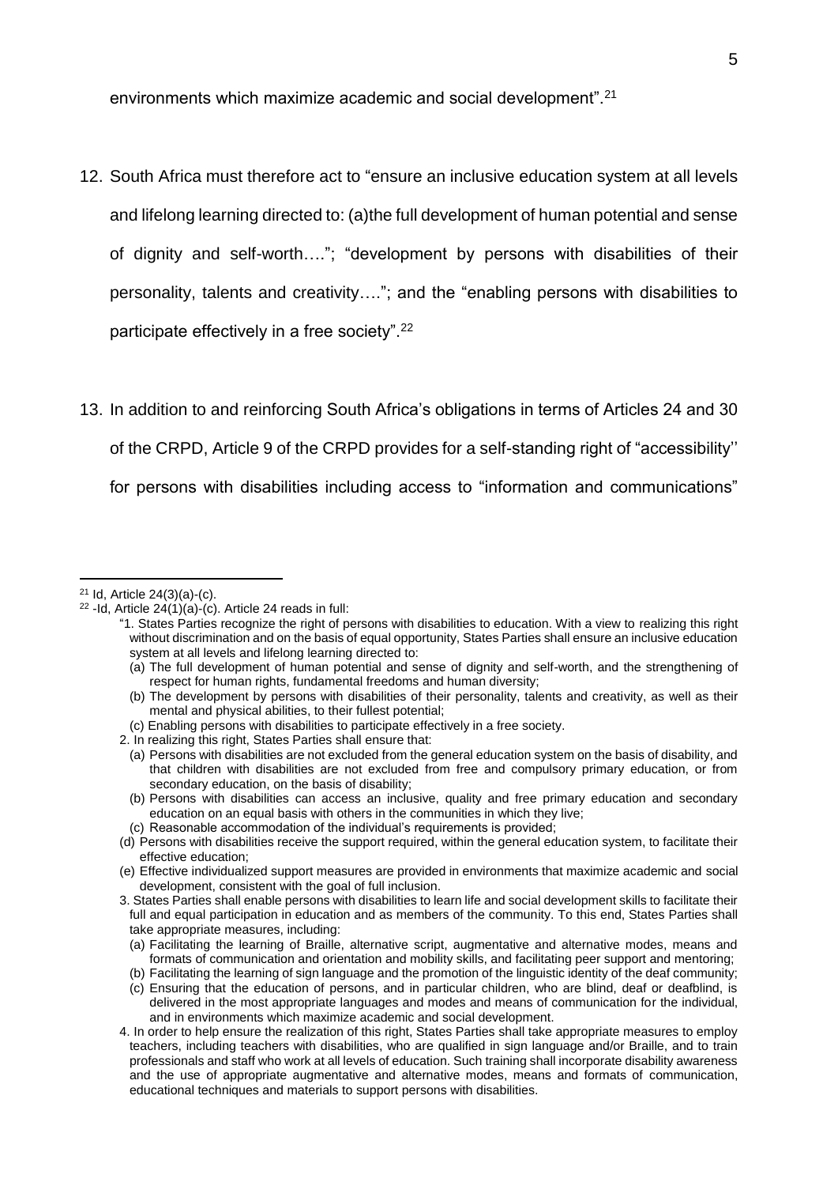environments which maximize academic and social development".[21]

12. South Africa must therefore act to "ensure an inclusive education system at all levels and lifelong learning directed to: (a)the full development of human potential and sense of dignity and self-worth…."; "development by persons with disabilities of their personality, talents and creativity…."; and the "enabling persons with disabilities to participate effectively in a free society".[22]

13. In addition to and reinforcing South Africa's obligations in terms of Articles 24 and 30 of the CRPD, Article 9 of the CRPD provides for a self-standing right of "accessibility'' for persons with disabilities including access to "information and communications"

---

[21] Id, Article 24(3)(a)-(c).

[22] -Id, Article 24(1)(a)-(c). Article 24 reads in full:

"1. States Parties recognize the right of persons with disabilities to education. With a view to realizing this right without discrimination and on the basis of equal opportunity, States Parties shall ensure an inclusive education system at all levels and lifelong learning directed to:

(a) The full development of human potential and sense of dignity and self-worth, and the strengthening of respect for human rights, fundamental freedoms and human diversity;

(b) The development by persons with disabilities of their personality, talents and creativity, as well as their mental and physical abilities, to their fullest potential;

(c) Enabling persons with disabilities to participate effectively in a free society.

2. In realizing this right, States Parties shall ensure that:

(a) Persons with disabilities are not excluded from the general education system on the basis of disability, and that children with disabilities are not excluded from free and compulsory primary education, or from secondary education, on the basis of disability;

(b) Persons with disabilities can access an inclusive, quality and free primary education and secondary education on an equal basis with others in the communities in which they live;

(c) Reasonable accommodation of the individual's requirements is provided;

(d) Persons with disabilities receive the support required, within the general education system, to facilitate their effective education;

(e) Effective individualized support measures are provided in environments that maximize academic and social development, consistent with the goal of full inclusion.

3. States Parties shall enable persons with disabilities to learn life and social development skills to facilitate their full and equal participation in education and as members of the community. To this end, States Parties shall take appropriate measures, including:

(a) Facilitating the learning of Braille, alternative script, augmentative and alternative modes, means and formats of communication and orientation and mobility skills, and facilitating peer support and mentoring;

(b) Facilitating the learning of sign language and the promotion of the linguistic identity of the deaf community;

(c) Ensuring that the education of persons, and in particular children, who are blind, deaf or deafblind, is delivered in the most appropriate languages and modes and means of communication for the individual, and in environments which maximize academic and social development.

4. In order to help ensure the realization of this right, States Parties shall take appropriate measures to employ teachers, including teachers with disabilities, who are qualified in sign language and/or Braille, and to train professionals and staff who work at all levels of education. Such training shall incorporate disability awareness and the use of appropriate augmentative and alternative modes, means and formats of communication, educational techniques and materials to support persons with disabilities.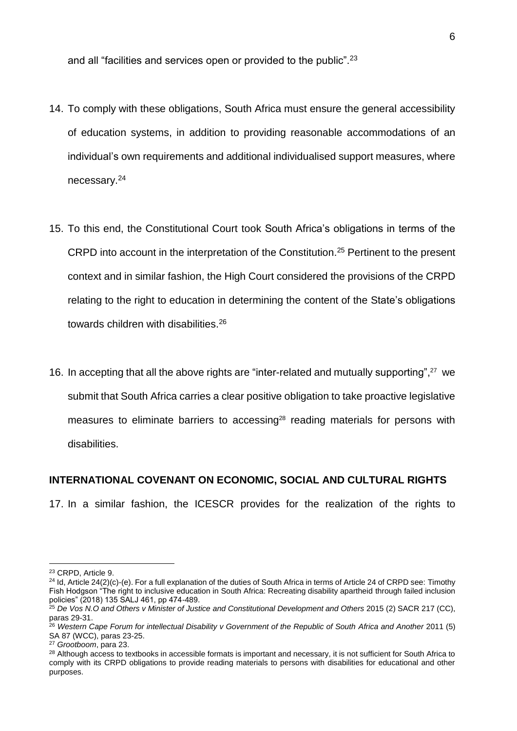and all "facilities and services open or provided to the public".[23]

14. To comply with these obligations, South Africa must ensure the general accessibility of education systems, in addition to providing reasonable accommodations of an individual's own requirements and additional individualised support measures, where necessary.[24]

15. To this end, the Constitutional Court took South Africa's obligations in terms of the CRPD into account in the interpretation of the Constitution.[25] Pertinent to the present context and in similar fashion, the High Court considered the provisions of the CRPD relating to the right to education in determining the content of the State's obligations towards children with disabilities.[26]

16. In accepting that all the above rights are "inter-related and mutually supporting",[27] we submit that South Africa carries a clear positive obligation to take proactive legislative measures to eliminate barriers to accessing[28] reading materials for persons with disabilities.

**INTERNATIONAL COVENANT ON ECONOMIC, SOCIAL AND CULTURAL RIGHTS**

17. In a similar fashion, the ICESCR provides for the realization of the rights to

---

[23] CRPD, Article 9.

[24] Id, Article 24(2)(c)-(e). For a full explanation of the duties of South Africa in terms of Article 24 of CRPD see: Timothy Fish Hodgson "The right to inclusive education in South Africa: Recreating disability apartheid through failed inclusion policies" (2018) 135 SALJ 461, pp 474-489.

[25] *De Vos N.O and Others v Minister of Justice and Constitutional Development and Others* 2015 (2) SACR 217 (CC), paras 29-31.

[26] *Western Cape Forum for intellectual Disability v Government of the Republic of South Africa and Another* 2011 (5) SA 87 (WCC), paras 23-25.

[27] *Grootboom*, para 23.

[28] Although access to textbooks in accessible formats is important and necessary, it is not sufficient for South Africa to comply with its CRPD obligations to provide reading materials to persons with disabilities for educational and other purposes.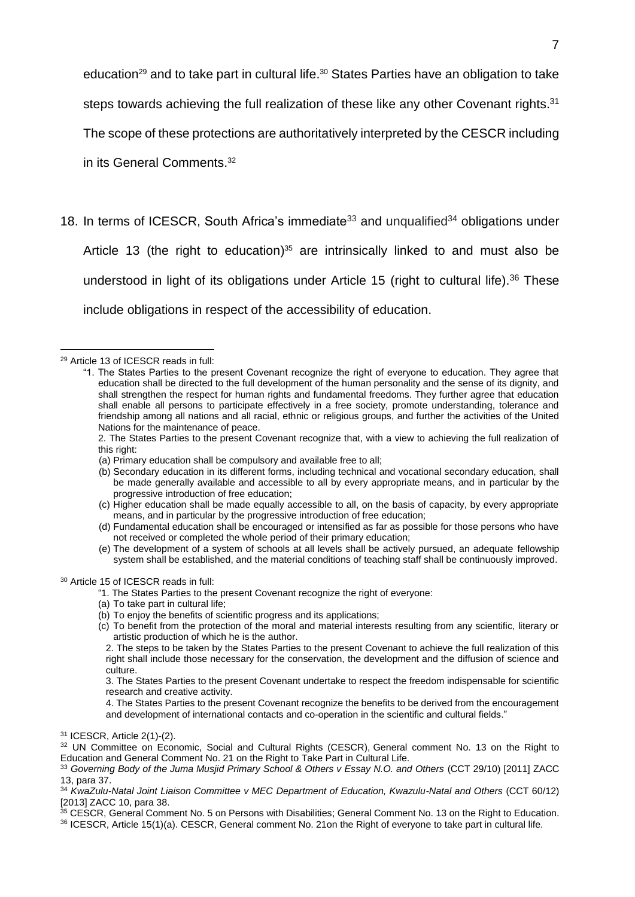education[29] and to take part in cultural life.[30] States Parties have an obligation to take steps towards achieving the full realization of these like any other Covenant rights.[31] The scope of these protections are authoritatively interpreted by the CESCR including in its General Comments.[32]

18. In terms of ICESCR, South Africa's immediate[33] and unqualified[34] obligations under Article 13 (the right to education)[35] are intrinsically linked to and must also be understood in light of its obligations under Article 15 (right to cultural life).[36] These include obligations in respect of the accessibility of education.

---

[29] Article 13 of ICESCR reads in full:

"1. The States Parties to the present Covenant recognize the right of everyone to education. They agree that education shall be directed to the full development of the human personality and the sense of its dignity, and shall strengthen the respect for human rights and fundamental freedoms. They further agree that education shall enable all persons to participate effectively in a free society, promote understanding, tolerance and friendship among all nations and all racial, ethnic or religious groups, and further the activities of the United Nations for the maintenance of peace.

2. The States Parties to the present Covenant recognize that, with a view to achieving the full realization of this right:

(a) Primary education shall be compulsory and available free to all;

(b) Secondary education in its different forms, including technical and vocational secondary education, shall be made generally available and accessible to all by every appropriate means, and in particular by the progressive introduction of free education;

(c) Higher education shall be made equally accessible to all, on the basis of capacity, by every appropriate means, and in particular by the progressive introduction of free education;

(d) Fundamental education shall be encouraged or intensified as far as possible for those persons who have not received or completed the whole period of their primary education;

(e) The development of a system of schools at all levels shall be actively pursued, an adequate fellowship system shall be established, and the material conditions of teaching staff shall be continuously improved.

[30] Article 15 of ICESCR reads in full:

"1. The States Parties to the present Covenant recognize the right of everyone:

(a) To take part in cultural life;

(b) To enjoy the benefits of scientific progress and its applications;

(c) To benefit from the protection of the moral and material interests resulting from any scientific, literary or artistic production of which he is the author.

2. The steps to be taken by the States Parties to the present Covenant to achieve the full realization of this right shall include those necessary for the conservation, the development and the diffusion of science and culture.

3. The States Parties to the present Covenant undertake to respect the freedom indispensable for scientific research and creative activity.

4. The States Parties to the present Covenant recognize the benefits to be derived from the encouragement and development of international contacts and co-operation in the scientific and cultural fields."

[31] ICESCR, Article 2(1)-(2).

[32] UN Committee on Economic, Social and Cultural Rights (CESCR), General comment No. 13 on the Right to Education and General Comment No. 21 on the Right to Take Part in Cultural Life.

[33] *Governing Body of the Juma Musjid Primary School & Others v Essay N.O. and Others* (CCT 29/10) [2011] ZACC 13, para 37.

[34] *KwaZulu-Natal Joint Liaison Committee v MEC Department of Education, Kwazulu-Natal and Others* (CCT 60/12) [2013] ZACC 10, para 38.

[35] CESCR, General Comment No. 5 on Persons with Disabilities; General Comment No. 13 on the Right to Education.

[36] ICESCR, Article 15(1)(a). CESCR, General comment No. 21on the Right of everyone to take part in cultural life.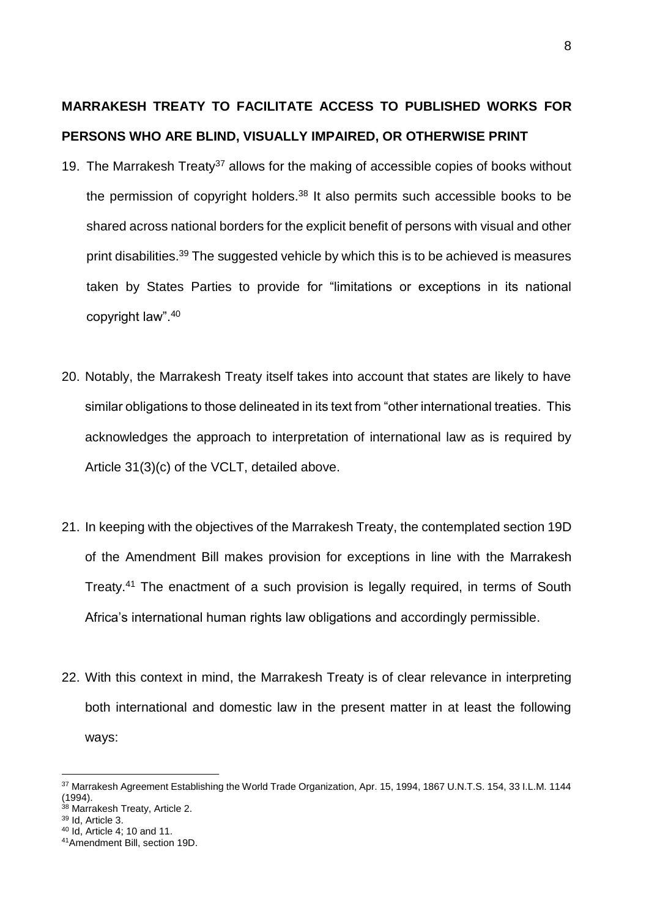**MARRAKESH TREATY TO FACILITATE ACCESS TO PUBLISHED WORKS FOR PERSONS WHO ARE BLIND, VISUALLY IMPAIRED, OR OTHERWISE PRINT**

19. The Marrakesh Treaty[37] allows for the making of accessible copies of books without the permission of copyright holders.[38] It also permits such accessible books to be shared across national borders for the explicit benefit of persons with visual and other print disabilities.[39] The suggested vehicle by which this is to be achieved is measures taken by States Parties to provide for "limitations or exceptions in its national copyright law".[40]

20. Notably, the Marrakesh Treaty itself takes into account that states are likely to have similar obligations to those delineated in its text from "other international treaties. This acknowledges the approach to interpretation of international law as is required by Article 31(3)(c) of the VCLT, detailed above.

21. In keeping with the objectives of the Marrakesh Treaty, the contemplated section 19D of the Amendment Bill makes provision for exceptions in line with the Marrakesh Treaty.[41] The enactment of a such provision is legally required, in terms of South Africa's international human rights law obligations and accordingly permissible.

22. With this context in mind, the Marrakesh Treaty is of clear relevance in interpreting both international and domestic law in the present matter in at least the following ways:

---

[37] Marrakesh Agreement Establishing the World Trade Organization, Apr. 15, 1994, 1867 U.N.T.S. 154, 33 I.L.M. 1144 (1994).

[38] Marrakesh Treaty, Article 2.

[39] Id, Article 3.

[40] Id, Article 4; 10 and 11.

[41] Amendment Bill, section 19D.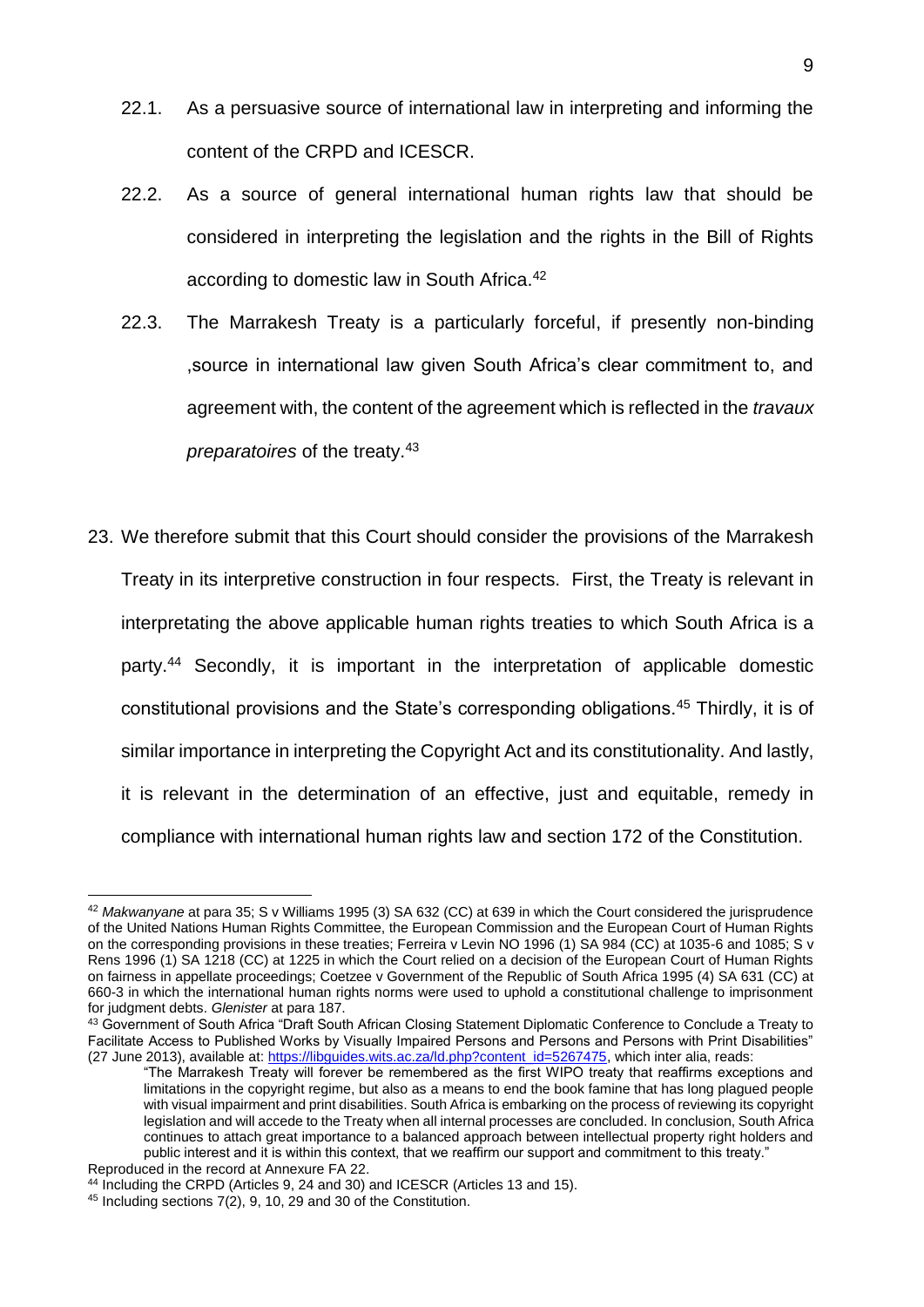22.1. As a persuasive source of international law in interpreting and informing the content of the CRPD and ICESCR.

22.2. As a source of general international human rights law that should be considered in interpreting the legislation and the rights in the Bill of Rights according to domestic law in South Africa.[42]

22.3. The Marrakesh Treaty is a particularly forceful, if presently non-binding ,source in international law given South Africa's clear commitment to, and agreement with, the content of the agreement which is reflected in the *travaux preparatoires* of the treaty.[43]

23. We therefore submit that this Court should consider the provisions of the Marrakesh Treaty in its interpretive construction in four respects. First, the Treaty is relevant in interpretating the above applicable human rights treaties to which South Africa is a party.[44] Secondly, it is important in the interpretation of applicable domestic constitutional provisions and the State's corresponding obligations.[45] Thirdly, it is of similar importance in interpreting the Copyright Act and its constitutionality. And lastly, it is relevant in the determination of an effective, just and equitable, remedy in compliance with international human rights law and section 172 of the Constitution.

---

[42] *Makwanyane* at para 35; S v Williams 1995 (3) SA 632 (CC) at 639 in which the Court considered the jurisprudence of the United Nations Human Rights Committee, the European Commission and the European Court of Human Rights on the corresponding provisions in these treaties; Ferreira v Levin NO 1996 (1) SA 984 (CC) at 1035-6 and 1085; S v Rens 1996 (1) SA 1218 (CC) at 1225 in which the Court relied on a decision of the European Court of Human Rights on fairness in appellate proceedings; Coetzee v Government of the Republic of South Africa 1995 (4) SA 631 (CC) at 660-3 in which the international human rights norms were used to uphold a constitutional challenge to imprisonment for judgment debts. *Glenister* at para 187.

[43] Government of South Africa "Draft South African Closing Statement Diplomatic Conference to Conclude a Treaty to Facilitate Access to Published Works by Visually Impaired Persons and Persons and Persons with Print Disabilities" (27 June 2013), available at: https://libguides.wits.ac.za/ld.php?content_id=5267475, which inter alia, reads:

> "The Marrakesh Treaty will forever be remembered as the first WIPO treaty that reaffirms exceptions and limitations in the copyright regime, but also as a means to end the book famine that has long plagued people with visual impairment and print disabilities. South Africa is embarking on the process of reviewing its copyright legislation and will accede to the Treaty when all internal processes are concluded. In conclusion, South Africa continues to attach great importance to a balanced approach between intellectual property right holders and public interest and it is within this context, that we reaffirm our support and commitment to this treaty."

Reproduced in the record at Annexure FA 22.

[44] Including the CRPD (Articles 9, 24 and 30) and ICESCR (Articles 13 and 15).

[45] Including sections 7(2), 9, 10, 29 and 30 of the Constitution.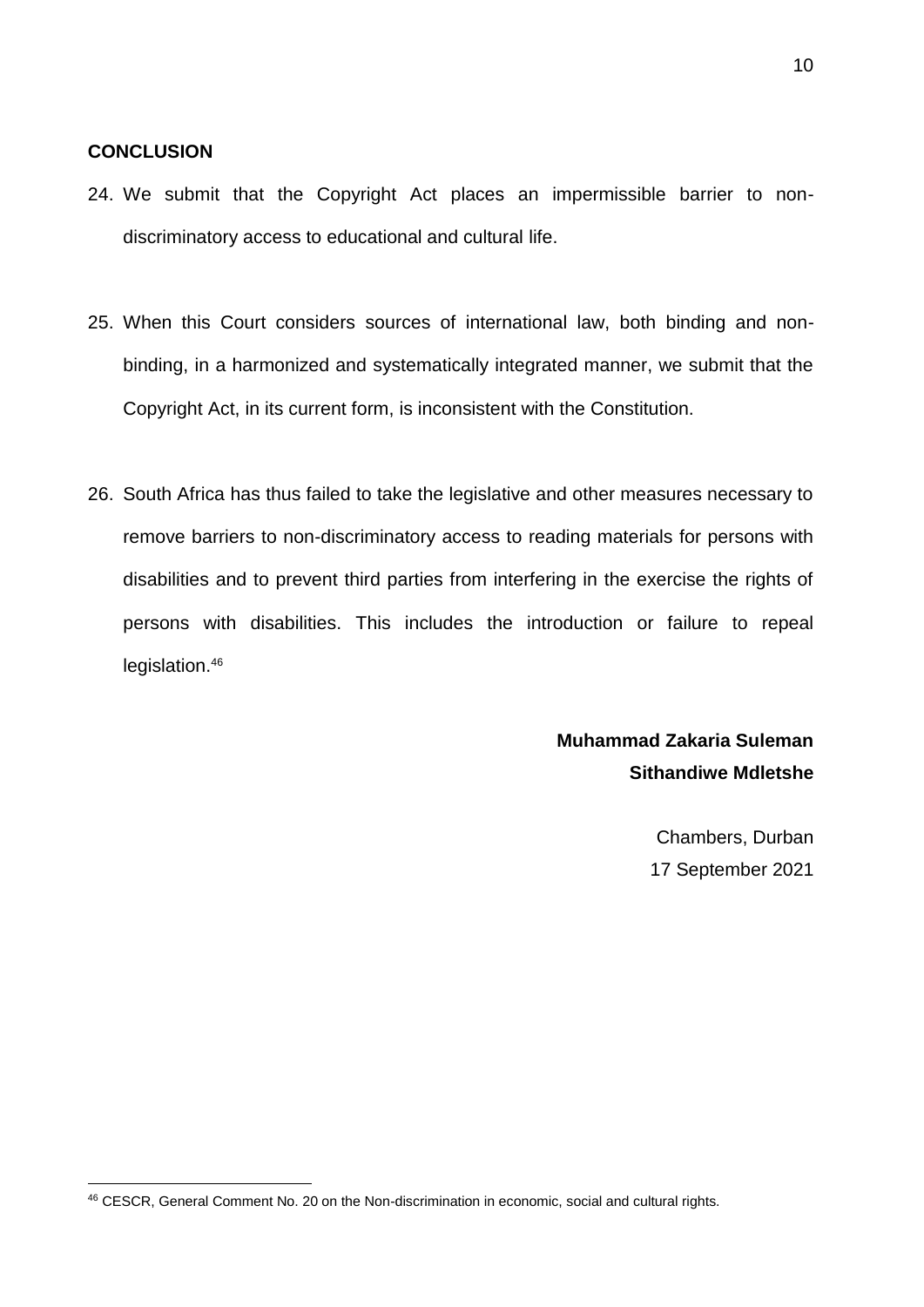**CONCLUSION**

24. We submit that the Copyright Act places an impermissible barrier to non-discriminatory access to educational and cultural life.

25. When this Court considers sources of international law, both binding and non-binding, in a harmonized and systematically integrated manner, we submit that the Copyright Act, in its current form, is inconsistent with the Constitution.

26. South Africa has thus failed to take the legislative and other measures necessary to remove barriers to non-discriminatory access to reading materials for persons with disabilities and to prevent third parties from interfering in the exercise the rights of persons with disabilities. This includes the introduction or failure to repeal legislation.[46]

**Muhammad Zakaria Suleman**
**Sithandiwe Mdletshe**

Chambers, Durban
17 September 2021

---

[46] CESCR, General Comment No. 20 on the Non-discrimination in economic, social and cultural rights.